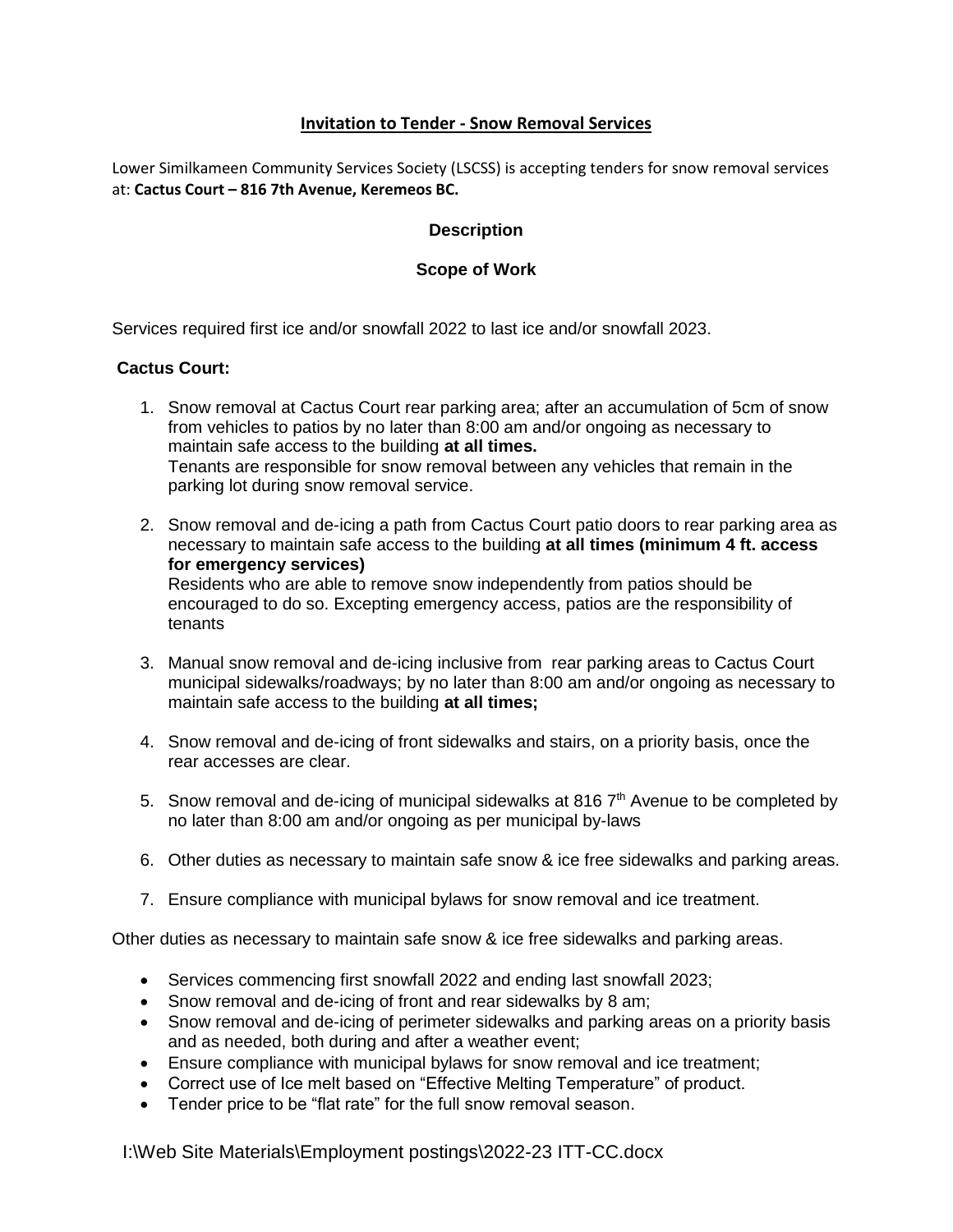# Invitation to Tender - Snow Removal Services

Lower Similkameen Community Services Society (LSCSS) is accepting tenders for snow removal services at: **Cactus Court – 816 7th Avenue, Keremeos BC.**

## Description

## Scope of Work

Services required first ice and/or snowfall 2022 to last ice and/or snowfall 2023.

**Cactus Court:**

1. Snow removal at Cactus Court rear parking area; after an accumulation of 5cm of snow from vehicles to patios by no later than 8:00 am and/or ongoing as necessary to maintain safe access to the building **at all times.**
   Tenants are responsible for snow removal between any vehicles that remain in the parking lot during snow removal service.

2. Snow removal and de-icing a path from Cactus Court patio doors to rear parking area as necessary to maintain safe access to the building **at all times (minimum 4 ft. access for emergency services)**
   Residents who are able to remove snow independently from patios should be encouraged to do so. Excepting emergency access, patios are the responsibility of tenants

3. Manual snow removal and de-icing inclusive from rear parking areas to Cactus Court municipal sidewalks/roadways; by no later than 8:00 am and/or ongoing as necessary to maintain safe access to the building **at all times;**

4. Snow removal and de-icing of front sidewalks and stairs, on a priority basis, once the rear accesses are clear.

5. Snow removal and de-icing of municipal sidewalks at 816 7th Avenue to be completed by no later than 8:00 am and/or ongoing as per municipal by-laws

6. Other duties as necessary to maintain safe snow & ice free sidewalks and parking areas.

7. Ensure compliance with municipal bylaws for snow removal and ice treatment.

Other duties as necessary to maintain safe snow & ice free sidewalks and parking areas.

- Services commencing first snowfall 2022 and ending last snowfall 2023;
- Snow removal and de-icing of front and rear sidewalks by 8 am;
- Snow removal and de-icing of perimeter sidewalks and parking areas on a priority basis and as needed, both during and after a weather event;
- Ensure compliance with municipal bylaws for snow removal and ice treatment;
- Correct use of Ice melt based on "Effective Melting Temperature" of product.
- Tender price to be "flat rate" for the full snow removal season.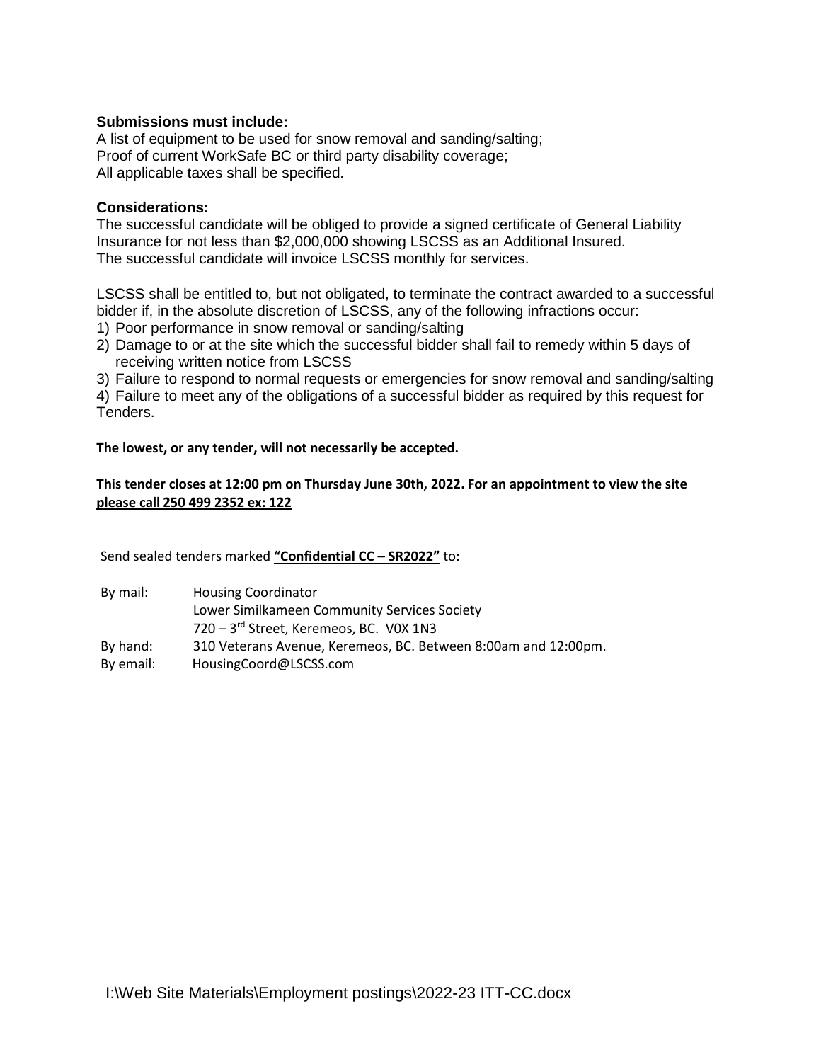**Submissions must include:**

A list of equipment to be used for snow removal and sanding/salting;
Proof of current WorkSafe BC or third party disability coverage;
All applicable taxes shall be specified.

**Considerations:**

The successful candidate will be obliged to provide a signed certificate of General Liability Insurance for not less than $2,000,000 showing LSCSS as an Additional Insured.
The successful candidate will invoice LSCSS monthly for services.

LSCSS shall be entitled to, but not obligated, to terminate the contract awarded to a successful bidder if, in the absolute discretion of LSCSS, any of the following infractions occur:

1) Poor performance in snow removal or sanding/salting
2) Damage to or at the site which the successful bidder shall fail to remedy within 5 days of receiving written notice from LSCSS
3) Failure to respond to normal requests or emergencies for snow removal and sanding/salting
4) Failure to meet any of the obligations of a successful bidder as required by this request for Tenders.

**The lowest, or any tender, will not necessarily be accepted.**

**<u>This tender closes at 12:00 pm on Thursday June 30th, 2022. For an appointment to view the site please call 250 499 2352 ex: 122</u>**

Send sealed tenders marked **<u>"Confidential CC – SR2022"</u>** to:

| | |
|---|---|
| By mail: | Housing Coordinator<br>Lower Similkameen Community Services Society<br>720 – 3rd Street, Keremeos, BC. V0X 1N3 |
| By hand: | 310 Veterans Avenue, Keremeos, BC. Between 8:00am and 12:00pm. |
| By email: | HousingCoord@LSCSS.com |

I:\Web Site Materials\Employment postings\2022-23 ITT-CC.docx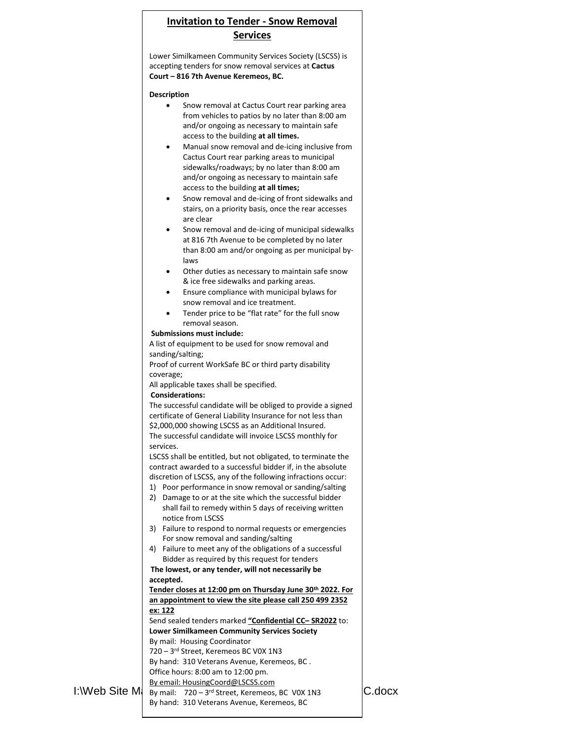# Invitation to Tender - Snow Removal Services

Lower Similkameen Community Services Society (LSCSS) is accepting tenders for snow removal services at **Cactus Court – 816 7th Avenue Keremeos, BC.**

**Description**

- Snow removal at Cactus Court rear parking area from vehicles to patios by no later than 8:00 am and/or ongoing as necessary to maintain safe access to the building **at all times.**
- Manual snow removal and de-icing inclusive from Cactus Court rear parking areas to municipal sidewalks/roadways; by no later than 8:00 am and/or ongoing as necessary to maintain safe access to the building **at all times;**
- Snow removal and de-icing of front sidewalks and stairs, on a priority basis, once the rear accesses are clear
- Snow removal and de-icing of municipal sidewalks at 816 7th Avenue to be completed by no later than 8:00 am and/or ongoing as per municipal by-laws
- Other duties as necessary to maintain safe snow & ice free sidewalks and parking areas.
- Ensure compliance with municipal bylaws for snow removal and ice treatment.
- Tender price to be "flat rate" for the full snow removal season.

**Submissions must include:**

A list of equipment to be used for snow removal and sanding/salting;

Proof of current WorkSafe BC or third party disability coverage;

All applicable taxes shall be specified.

**Considerations:**

The successful candidate will be obliged to provide a signed certificate of General Liability Insurance for not less than $2,000,000 showing LSCSS as an Additional Insured.

The successful candidate will invoice LSCSS monthly for services.

LSCSS shall be entitled, but not obligated, to terminate the contract awarded to a successful bidder if, in the absolute discretion of LSCSS, any of the following infractions occur:

1) Poor performance in snow removal or sanding/salting
2) Damage to or at the site which the successful bidder shall fail to remedy within 5 days of receiving written notice from LSCSS
3) Failure to respond to normal requests or emergencies For snow removal and sanding/salting
4) Failure to meet any of the obligations of a successful Bidder as required by this request for tenders

**The lowest, or any tender, will not necessarily be accepted.**

**Tender closes at 12:00 pm on Thursday June 30th 2022. For an appointment to view the site please call 250 499 2352 ex: 122**

Send sealed tenders marked **"Confidential CC– SR2022** to:

**Lower Similkameen Community Services Society**

By mail: Housing Coordinator

720 – 3rd Street, Keremeos BC V0X 1N3

By hand: 310 Veterans Avenue, Keremeos, BC .

Office hours: 8:00 am to 12:00 pm.

By email: HousingCoord@LSCSS.com

By mail: 720 – 3rd Street, Keremeos, BC V0X 1N3

By hand: 310 Veterans Avenue, Keremeos, BC